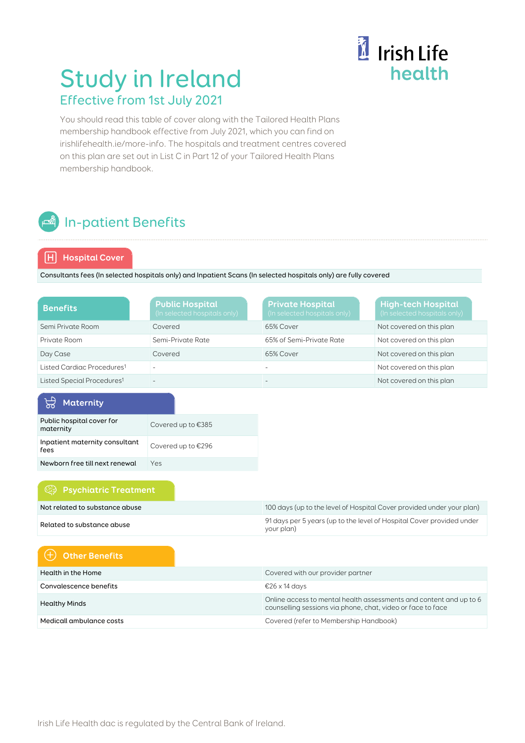# Study in Ireland

## Effective from 1st July 2021

Irish Life health

You should read this table of cover along with the Tailored Health Plans membership handbook effective from July 2021, which you can find on irishlifehealth.ie/more-info. The hospitals and treatment centres covered on this plan are set out in List C in Part 12 of your Tailored Health Plans membership handbook.

## In-patient Benefits

### Hospital Cover

Consultants fees (In selected hospitals only) and Inpatient Scans (In selected hospitals only) are fully covered

| Benefits | Public Hospital (In selected hospitals only) | Private Hospital (In selected hospitals only) | High-tech Hospital (In selected hospitals only) |
|---|---|---|---|
| Semi Private Room | Covered | 65% Cover | Not covered on this plan |
| Private Room | Semi-Private Rate | 65% of Semi-Private Rate | Not covered on this plan |
| Day Case | Covered | 65% Cover | Not covered on this plan |
| Listed Cardiac Procedures[1] | - | - | Not covered on this plan |
| Listed Special Procedures[1] | - | - | Not covered on this plan |

### Maternity

| | |
|---|---|
| Public hospital cover for maternity | Covered up to €385 |
| Inpatient maternity consultant fees | Covered up to €296 |
| Newborn free till next renewal | Yes |

### Psychiatric Treatment

| | |
|---|---|
| Not related to substance abuse | 100 days (up to the level of Hospital Cover provided under your plan) |
| Related to substance abuse | 91 days per 5 years (up to the level of Hospital Cover provided under your plan) |

### Other Benefits

| | |
|---|---|
| Health in the Home | Covered with our provider partner |
| Convalescence benefits | €26 x 14 days |
| Healthy Minds | Online access to mental health assessments and content and up to 6 counselling sessions via phone, chat, video or face to face |
| Medicall ambulance costs | Covered (refer to Membership Handbook) |

Irish Life Health dac is regulated by the Central Bank of Ireland.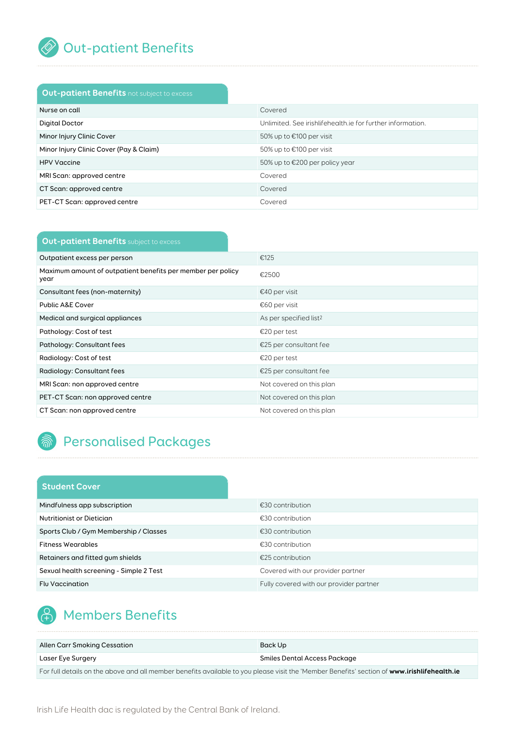# Out-patient Benefits

| **Out-patient Benefits** not subject to excess | |
|---|---|
| Nurse on call | Covered |
| Digital Doctor | Unlimited. See irishlifehealth.ie for further information. |
| Minor Injury Clinic Cover | 50% up to €100 per visit |
| Minor Injury Clinic Cover (Pay & Claim) | 50% up to €100 per visit |
| HPV Vaccine | 50% up to €200 per policy year |
| MRI Scan: approved centre | Covered |
| CT Scan: approved centre | Covered |
| PET-CT Scan: approved centre | Covered |

| **Out-patient Benefits** subject to excess | |
|---|---|
| Outpatient excess per person | €125 |
| Maximum amount of outpatient benefits per member per policy year | €2500 |
| Consultant fees (non-maternity) | €40 per visit |
| Public A&E Cover | €60 per visit |
| Medical and surgical appliances | As per specified list[2] |
| Pathology: Cost of test | €20 per test |
| Pathology: Consultant fees | €25 per consultant fee |
| Radiology: Cost of test | €20 per test |
| Radiology: Consultant fees | €25 per consultant fee |
| MRI Scan: non approved centre | Not covered on this plan |
| PET-CT Scan: non approved centre | Not covered on this plan |
| CT Scan: non approved centre | Not covered on this plan |

# Personalised Packages

| **Student Cover** | |
|---|---|
| Mindfulness app subscription | €30 contribution |
| Nutritionist or Dietician | €30 contribution |
| Sports Club / Gym Membership / Classes | €30 contribution |
| Fitness Wearables | €30 contribution |
| Retainers and fitted gum shields | €25 contribution |
| Sexual health screening - Simple 2 Test | Covered with our provider partner |
| Flu Vaccination | Fully covered with our provider partner |

# Members Benefits

| | |
|---|---|
| Allen Carr Smoking Cessation | Back Up |
| Laser Eye Surgery | Smiles Dental Access Package |

For full details on the above and all member benefits available to you please visit the 'Member Benefits' section of **www.irishlifehealth.ie**

Irish Life Health dac is regulated by the Central Bank of Ireland.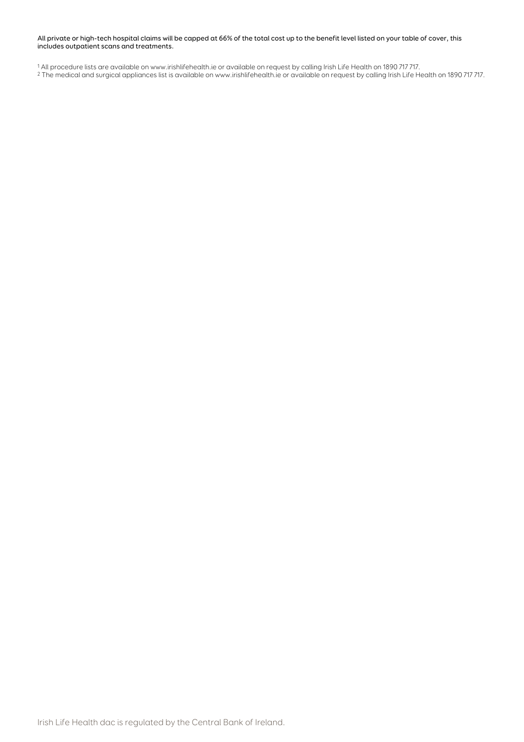**All private or high-tech hospital claims will be capped at 66% of the total cost up to the benefit level listed on your table of cover, this includes outpatient scans and treatments.**

[1] All procedure lists are available on www.irishlifehealth.ie or available on request by calling Irish Life Health on 1890 717 717.

[2] The medical and surgical appliances list is available on www.irishlifehealth.ie or available on request by calling Irish Life Health on 1890 717 717.

Irish Life Health dac is regulated by the Central Bank of Ireland.